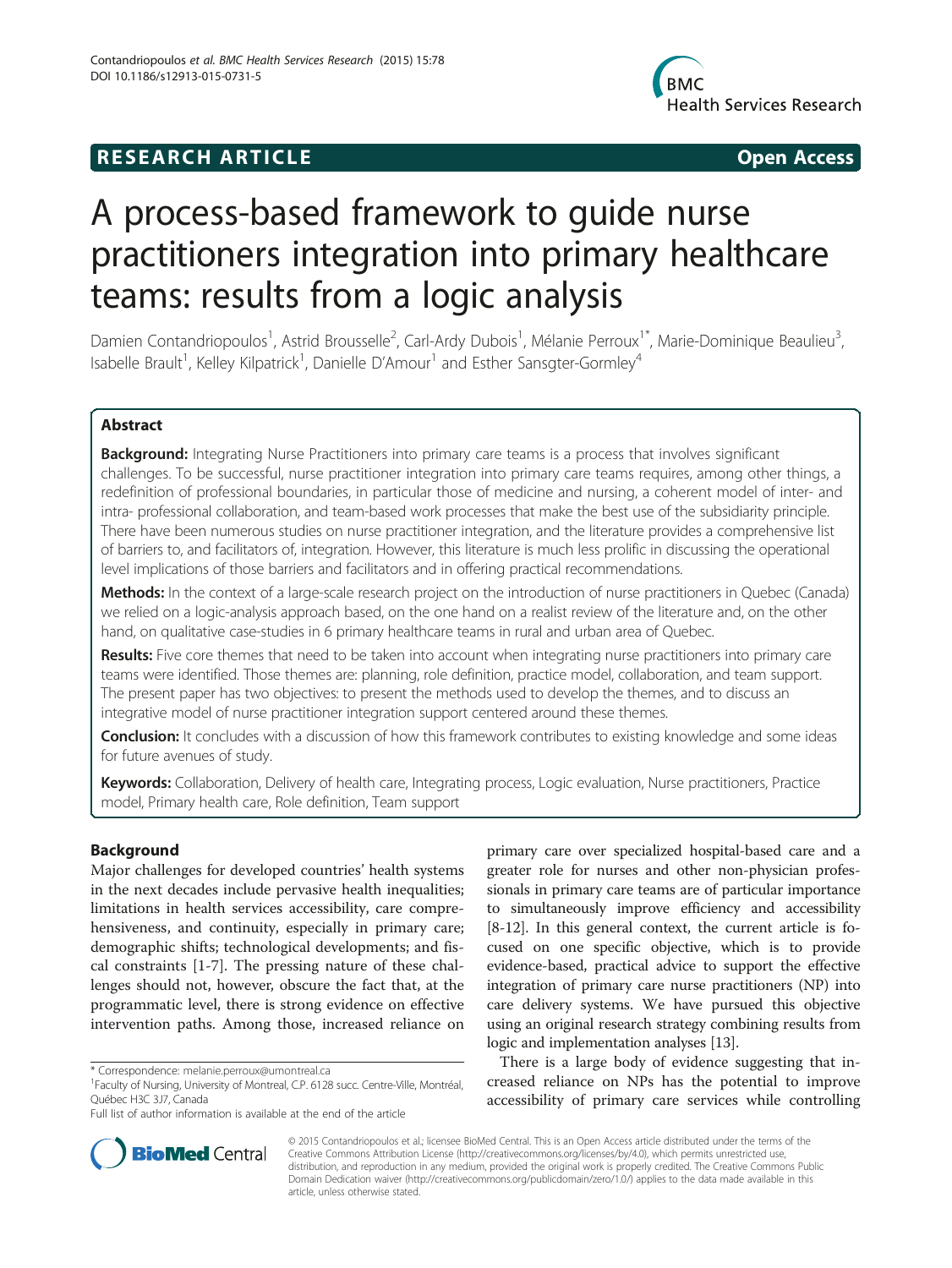**RESEARCH ARTICLE** **Open Access**

# A process-based framework to guide nurse practitioners integration into primary healthcare teams: results from a logic analysis

Damien Contandriopoulos[1], Astrid Brousselle[2], Carl-Ardy Dubois[1], Mélanie Perroux[1*], Marie-Dominique Beaulieu[3], Isabelle Brault[1], Kelley Kilpatrick[1], Danielle D'Amour[1] and Esther Sansgter-Gormley[4]

## Abstract

**Background:** Integrating Nurse Practitioners into primary care teams is a process that involves significant challenges. To be successful, nurse practitioner integration into primary care teams requires, among other things, a redefinition of professional boundaries, in particular those of medicine and nursing, a coherent model of inter- and intra- professional collaboration, and team-based work processes that make the best use of the subsidiarity principle. There have been numerous studies on nurse practitioner integration, and the literature provides a comprehensive list of barriers to, and facilitators of, integration. However, this literature is much less prolific in discussing the operational level implications of those barriers and facilitators and in offering practical recommendations.

**Methods:** In the context of a large-scale research project on the introduction of nurse practitioners in Quebec (Canada) we relied on a logic-analysis approach based, on the one hand on a realist review of the literature and, on the other hand, on qualitative case-studies in 6 primary healthcare teams in rural and urban area of Quebec.

**Results:** Five core themes that need to be taken into account when integrating nurse practitioners into primary care teams were identified. Those themes are: planning, role definition, practice model, collaboration, and team support. The present paper has two objectives: to present the methods used to develop the themes, and to discuss an integrative model of nurse practitioner integration support centered around these themes.

**Conclusion:** It concludes with a discussion of how this framework contributes to existing knowledge and some ideas for future avenues of study.

**Keywords:** Collaboration, Delivery of health care, Integrating process, Logic evaluation, Nurse practitioners, Practice model, Primary health care, Role definition, Team support

## Background

Major challenges for developed countries' health systems in the next decades include pervasive health inequalities; limitations in health services accessibility, care comprehensiveness, and continuity, especially in primary care; demographic shifts; technological developments; and fiscal constraints [1-7]. The pressing nature of these challenges should not, however, obscure the fact that, at the programmatic level, there is strong evidence on effective intervention paths. Among those, increased reliance on primary care over specialized hospital-based care and a greater role for nurses and other non-physician professionals in primary care teams are of particular importance to simultaneously improve efficiency and accessibility [8-12]. In this general context, the current article is focused on one specific objective, which is to provide evidence-based, practical advice to support the effective integration of primary care nurse practitioners (NP) into care delivery systems. We have pursued this objective using an original research strategy combining results from logic and implementation analyses [13].

There is a large body of evidence suggesting that increased reliance on NPs has the potential to improve accessibility of primary care services while controlling

\* Correspondence: melanie.perroux@umontreal.ca
[1]Faculty of Nursing, University of Montreal, C.P. 6128 succ. Centre-Ville, Montréal, Québec H3C 3J7, Canada
Full list of author information is available at the end of the article

© 2015 Contandriopoulos et al.; licensee BioMed Central. This is an Open Access article distributed under the terms of the Creative Commons Attribution License (http://creativecommons.org/licenses/by/4.0), which permits unrestricted use, distribution, and reproduction in any medium, provided the original work is properly credited. The Creative Commons Public Domain Dedication waiver (http://creativecommons.org/publicdomain/zero/1.0/) applies to the data made available in this article, unless otherwise stated.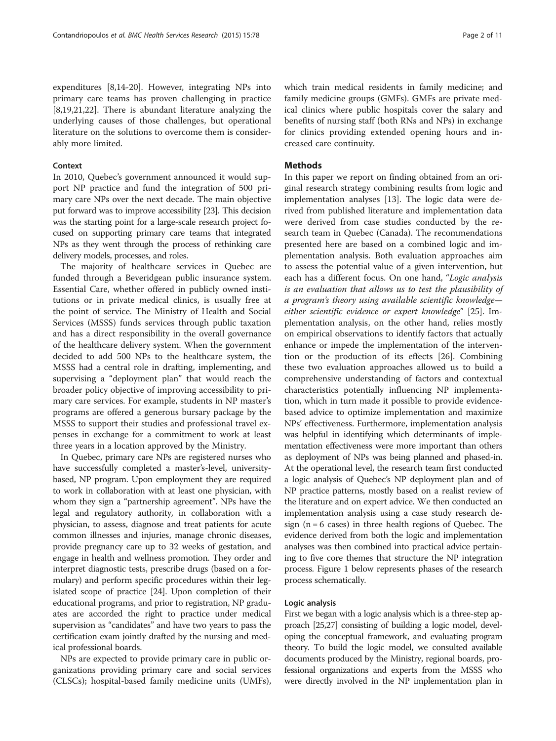expenditures [8,14-20]. However, integrating NPs into primary care teams has proven challenging in practice [8,19,21,22]. There is abundant literature analyzing the underlying causes of those challenges, but operational literature on the solutions to overcome them is considerably more limited.

### Context

In 2010, Quebec's government announced it would support NP practice and fund the integration of 500 primary care NPs over the next decade. The main objective put forward was to improve accessibility [23]. This decision was the starting point for a large-scale research project focused on supporting primary care teams that integrated NPs as they went through the process of rethinking care delivery models, processes, and roles.

The majority of healthcare services in Quebec are funded through a Beveridgean public insurance system. Essential Care, whether offered in publicly owned institutions or in private medical clinics, is usually free at the point of service. The Ministry of Health and Social Services (MSSS) funds services through public taxation and has a direct responsibility in the overall governance of the healthcare delivery system. When the government decided to add 500 NPs to the healthcare system, the MSSS had a central role in drafting, implementing, and supervising a "deployment plan" that would reach the broader policy objective of improving accessibility to primary care services. For example, students in NP master's programs are offered a generous bursary package by the MSSS to support their studies and professional travel expenses in exchange for a commitment to work at least three years in a location approved by the Ministry.

In Quebec, primary care NPs are registered nurses who have successfully completed a master's-level, university-based, NP program. Upon employment they are required to work in collaboration with at least one physician, with whom they sign a "partnership agreement". NPs have the legal and regulatory authority, in collaboration with a physician, to assess, diagnose and treat patients for acute common illnesses and injuries, manage chronic diseases, provide pregnancy care up to 32 weeks of gestation, and engage in health and wellness promotion. They order and interpret diagnostic tests, prescribe drugs (based on a formulary) and perform specific procedures within their legislated scope of practice [24]. Upon completion of their educational programs, and prior to registration, NP graduates are accorded the right to practice under medical supervision as "candidates" and have two years to pass the certification exam jointly drafted by the nursing and medical professional boards.

NPs are expected to provide primary care in public organizations providing primary care and social services (CLSCs); hospital-based family medicine units (UMFs), which train medical residents in family medicine; and family medicine groups (GMFs). GMFs are private medical clinics where public hospitals cover the salary and benefits of nursing staff (both RNs and NPs) in exchange for clinics providing extended opening hours and increased care continuity.

## Methods

In this paper we report on finding obtained from an original research strategy combining results from logic and implementation analyses [13]. The logic data were derived from published literature and implementation data were derived from case studies conducted by the research team in Quebec (Canada). The recommendations presented here are based on a combined logic and implementation analysis. Both evaluation approaches aim to assess the potential value of a given intervention, but each has a different focus. On one hand, "*Logic analysis is an evaluation that allows us to test the plausibility of a program's theory using available scientific knowledge—either scientific evidence or expert knowledge*" [25]. Implementation analysis, on the other hand, relies mostly on empirical observations to identify factors that actually enhance or impede the implementation of the intervention or the production of its effects [26]. Combining these two evaluation approaches allowed us to build a comprehensive understanding of factors and contextual characteristics potentially influencing NP implementation, which in turn made it possible to provide evidence-based advice to optimize implementation and maximize NPs' effectiveness. Furthermore, implementation analysis was helpful in identifying which determinants of implementation effectiveness were more important than others as deployment of NPs was being planned and phased-in. At the operational level, the research team first conducted a logic analysis of Quebec's NP deployment plan and of NP practice patterns, mostly based on a realist review of the literature and on expert advice. We then conducted an implementation analysis using a case study research design (n = 6 cases) in three health regions of Quebec. The evidence derived from both the logic and implementation analyses was then combined into practical advice pertaining to five core themes that structure the NP integration process. Figure 1 below represents phases of the research process schematically.

### Logic analysis

First we began with a logic analysis which is a three-step approach [25,27] consisting of building a logic model, developing the conceptual framework, and evaluating program theory. To build the logic model, we consulted available documents produced by the Ministry, regional boards, professional organizations and experts from the MSSS who were directly involved in the NP implementation plan in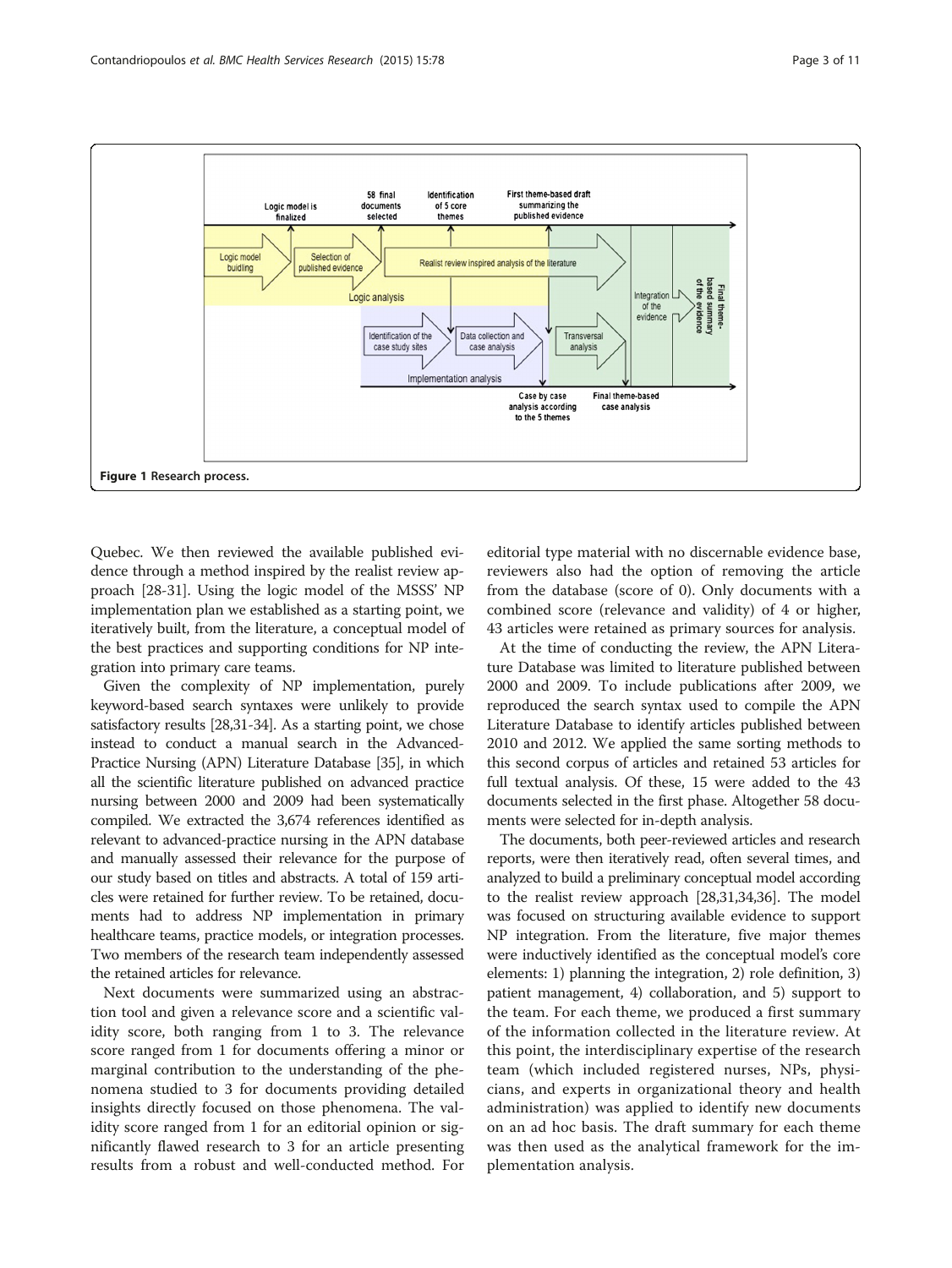Figure 1 Research process.

Quebec. We then reviewed the available published evidence through a method inspired by the realist review approach [28-31]. Using the logic model of the MSSS' NP implementation plan we established as a starting point, we iteratively built, from the literature, a conceptual model of the best practices and supporting conditions for NP integration into primary care teams.

Given the complexity of NP implementation, purely keyword-based search syntaxes were unlikely to provide satisfactory results [28,31-34]. As a starting point, we chose instead to conduct a manual search in the Advanced-Practice Nursing (APN) Literature Database [35], in which all the scientific literature published on advanced practice nursing between 2000 and 2009 had been systematically compiled. We extracted the 3,674 references identified as relevant to advanced-practice nursing in the APN database and manually assessed their relevance for the purpose of our study based on titles and abstracts. A total of 159 articles were retained for further review. To be retained, documents had to address NP implementation in primary healthcare teams, practice models, or integration processes. Two members of the research team independently assessed the retained articles for relevance.

Next documents were summarized using an abstraction tool and given a relevance score and a scientific validity score, both ranging from 1 to 3. The relevance score ranged from 1 for documents offering a minor or marginal contribution to the understanding of the phenomena studied to 3 for documents providing detailed insights directly focused on those phenomena. The validity score ranged from 1 for an editorial opinion or significantly flawed research to 3 for an article presenting results from a robust and well-conducted method. For editorial type material with no discernable evidence base, reviewers also had the option of removing the article from the database (score of 0). Only documents with a combined score (relevance and validity) of 4 or higher, 43 articles were retained as primary sources for analysis.

At the time of conducting the review, the APN Literature Database was limited to literature published between 2000 and 2009. To include publications after 2009, we reproduced the search syntax used to compile the APN Literature Database to identify articles published between 2010 and 2012. We applied the same sorting methods to this second corpus of articles and retained 53 articles for full textual analysis. Of these, 15 were added to the 43 documents selected in the first phase. Altogether 58 documents were selected for in-depth analysis.

The documents, both peer-reviewed articles and research reports, were then iteratively read, often several times, and analyzed to build a preliminary conceptual model according to the realist review approach [28,31,34,36]. The model was focused on structuring available evidence to support NP integration. From the literature, five major themes were inductively identified as the conceptual model's core elements: 1) planning the integration, 2) role definition, 3) patient management, 4) collaboration, and 5) support to the team. For each theme, we produced a first summary of the information collected in the literature review. At this point, the interdisciplinary expertise of the research team (which included registered nurses, NPs, physicians, and experts in organizational theory and health administration) was applied to identify new documents on an ad hoc basis. The draft summary for each theme was then used as the analytical framework for the implementation analysis.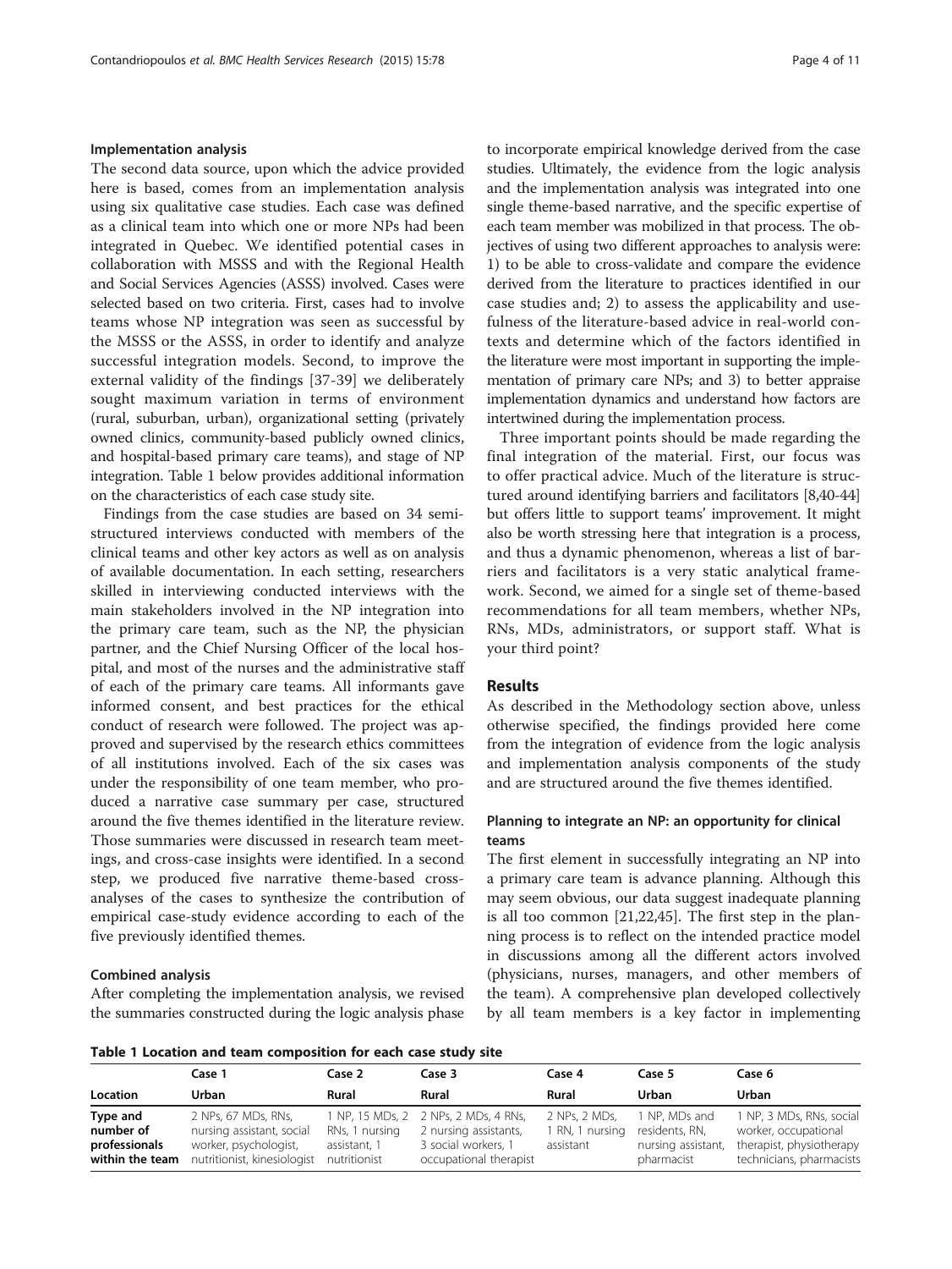#### Implementation analysis

The second data source, upon which the advice provided here is based, comes from an implementation analysis using six qualitative case studies. Each case was defined as a clinical team into which one or more NPs had been integrated in Quebec. We identified potential cases in collaboration with MSSS and with the Regional Health and Social Services Agencies (ASSS) involved. Cases were selected based on two criteria. First, cases had to involve teams whose NP integration was seen as successful by the MSSS or the ASSS, in order to identify and analyze successful integration models. Second, to improve the external validity of the findings [37-39] we deliberately sought maximum variation in terms of environment (rural, suburban, urban), organizational setting (privately owned clinics, community-based publicly owned clinics, and hospital-based primary care teams), and stage of NP integration. Table 1 below provides additional information on the characteristics of each case study site.

Findings from the case studies are based on 34 semi-structured interviews conducted with members of the clinical teams and other key actors as well as on analysis of available documentation. In each setting, researchers skilled in interviewing conducted interviews with the main stakeholders involved in the NP integration into the primary care team, such as the NP, the physician partner, and the Chief Nursing Officer of the local hospital, and most of the nurses and the administrative staff of each of the primary care teams. All informants gave informed consent, and best practices for the ethical conduct of research were followed. The project was approved and supervised by the research ethics committees of all institutions involved. Each of the six cases was under the responsibility of one team member, who produced a narrative case summary per case, structured around the five themes identified in the literature review. Those summaries were discussed in research team meetings, and cross-case insights were identified. In a second step, we produced five narrative theme-based cross-analyses of the cases to synthesize the contribution of empirical case-study evidence according to each of the five previously identified themes.

#### Combined analysis

After completing the implementation analysis, we revised the summaries constructed during the logic analysis phase to incorporate empirical knowledge derived from the case studies. Ultimately, the evidence from the logic analysis and the implementation analysis was integrated into one single theme-based narrative, and the specific expertise of each team member was mobilized in that process. The objectives of using two different approaches to analysis were: 1) to be able to cross-validate and compare the evidence derived from the literature to practices identified in our case studies and; 2) to assess the applicability and usefulness of the literature-based advice in real-world contexts and determine which of the factors identified in the literature were most important in supporting the implementation of primary care NPs; and 3) to better appraise implementation dynamics and understand how factors are intertwined during the implementation process.

Three important points should be made regarding the final integration of the material. First, our focus was to offer practical advice. Much of the literature is structured around identifying barriers and facilitators [8,40-44] but offers little to support teams' improvement. It might also be worth stressing here that integration is a process, and thus a dynamic phenomenon, whereas a list of barriers and facilitators is a very static analytical framework. Second, we aimed for a single set of theme-based recommendations for all team members, whether NPs, RNs, MDs, administrators, or support staff. What is your third point?

## Results

As described in the Methodology section above, unless otherwise specified, the findings provided here come from the integration of evidence from the logic analysis and implementation analysis components of the study and are structured around the five themes identified.

### Planning to integrate an NP: an opportunity for clinical teams

The first element in successfully integrating an NP into a primary care team is advance planning. Although this may seem obvious, our data suggest inadequate planning is all too common [21,22,45]. The first step in the planning process is to reflect on the intended practice model in discussions among all the different actors involved (physicians, nurses, managers, and other members of the team). A comprehensive plan developed collectively by all team members is a key factor in implementing

**Table 1 Location and team composition for each case study site**

| | Case 1 | Case 2 | Case 3 | Case 4 | Case 5 | Case 6 |
|---|---|---|---|---|---|---|
| **Location** | **Urban** | **Rural** | **Rural** | **Rural** | **Urban** | **Urban** |
| **Type and number of professionals within the team** | 2 NPs, 67 MDs, RNs, nursing assistant, social worker, psychologist, nutritionist, kinesiologist | 1 NP, 15 MDs, 2 RNs, 1 nursing assistant, 1 nutritionist | 2 NPs, 2 MDs, 4 RNs, 2 nursing assistants, 3 social workers, 1 occupational therapist | 2 NPs, 2 MDs, 1 RN, 1 nursing assistant | 1 NP, MDs and residents, RN, nursing assistant, pharmacist | 1 NP, 3 MDs, RNs, social worker, occupational therapist, physiotherapy technicians, pharmacists |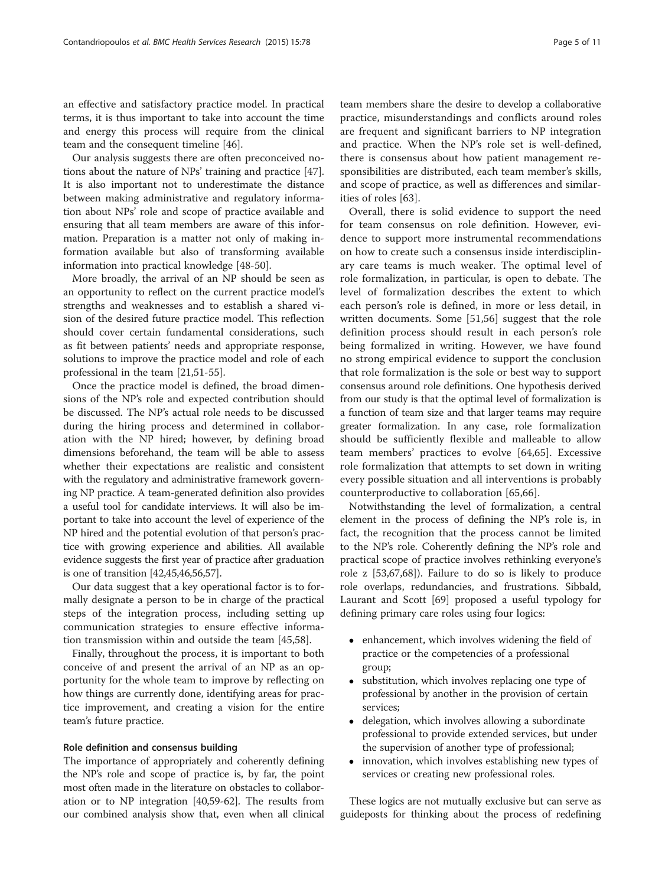an effective and satisfactory practice model. In practical terms, it is thus important to take into account the time and energy this process will require from the clinical team and the consequent timeline [46].

Our analysis suggests there are often preconceived notions about the nature of NPs' training and practice [47]. It is also important not to underestimate the distance between making administrative and regulatory information about NPs' role and scope of practice available and ensuring that all team members are aware of this information. Preparation is a matter not only of making information available but also of transforming available information into practical knowledge [48-50].

More broadly, the arrival of an NP should be seen as an opportunity to reflect on the current practice model's strengths and weaknesses and to establish a shared vision of the desired future practice model. This reflection should cover certain fundamental considerations, such as fit between patients' needs and appropriate response, solutions to improve the practice model and role of each professional in the team [21,51-55].

Once the practice model is defined, the broad dimensions of the NP's role and expected contribution should be discussed. The NP's actual role needs to be discussed during the hiring process and determined in collaboration with the NP hired; however, by defining broad dimensions beforehand, the team will be able to assess whether their expectations are realistic and consistent with the regulatory and administrative framework governing NP practice. A team-generated definition also provides a useful tool for candidate interviews. It will also be important to take into account the level of experience of the NP hired and the potential evolution of that person's practice with growing experience and abilities. All available evidence suggests the first year of practice after graduation is one of transition [42,45,46,56,57].

Our data suggest that a key operational factor is to formally designate a person to be in charge of the practical steps of the integration process, including setting up communication strategies to ensure effective information transmission within and outside the team [45,58].

Finally, throughout the process, it is important to both conceive of and present the arrival of an NP as an opportunity for the whole team to improve by reflecting on how things are currently done, identifying areas for practice improvement, and creating a vision for the entire team's future practice.

#### Role definition and consensus building

The importance of appropriately and coherently defining the NP's role and scope of practice is, by far, the point most often made in the literature on obstacles to collaboration or to NP integration [40,59-62]. The results from our combined analysis show that, even when all clinical team members share the desire to develop a collaborative practice, misunderstandings and conflicts around roles are frequent and significant barriers to NP integration and practice. When the NP's role set is well-defined, there is consensus about how patient management responsibilities are distributed, each team member's skills, and scope of practice, as well as differences and similarities of roles [63].

Overall, there is solid evidence to support the need for team consensus on role definition. However, evidence to support more instrumental recommendations on how to create such a consensus inside interdisciplinary care teams is much weaker. The optimal level of role formalization, in particular, is open to debate. The level of formalization describes the extent to which each person's role is defined, in more or less detail, in written documents. Some [51,56] suggest that the role definition process should result in each person's role being formalized in writing. However, we have found no strong empirical evidence to support the conclusion that role formalization is the sole or best way to support consensus around role definitions. One hypothesis derived from our study is that the optimal level of formalization is a function of team size and that larger teams may require greater formalization. In any case, role formalization should be sufficiently flexible and malleable to allow team members' practices to evolve [64,65]. Excessive role formalization that attempts to set down in writing every possible situation and all interventions is probably counterproductive to collaboration [65,66].

Notwithstanding the level of formalization, a central element in the process of defining the NP's role is, in fact, the recognition that the process cannot be limited to the NP's role. Coherently defining the NP's role and practical scope of practice involves rethinking everyone's role z [53,67,68]). Failure to do so is likely to produce role overlaps, redundancies, and frustrations. Sibbald, Laurant and Scott [69] proposed a useful typology for defining primary care roles using four logics:

- enhancement, which involves widening the field of practice or the competencies of a professional group;
- substitution, which involves replacing one type of professional by another in the provision of certain services;
- delegation, which involves allowing a subordinate professional to provide extended services, but under the supervision of another type of professional;
- innovation, which involves establishing new types of services or creating new professional roles.

These logics are not mutually exclusive but can serve as guideposts for thinking about the process of redefining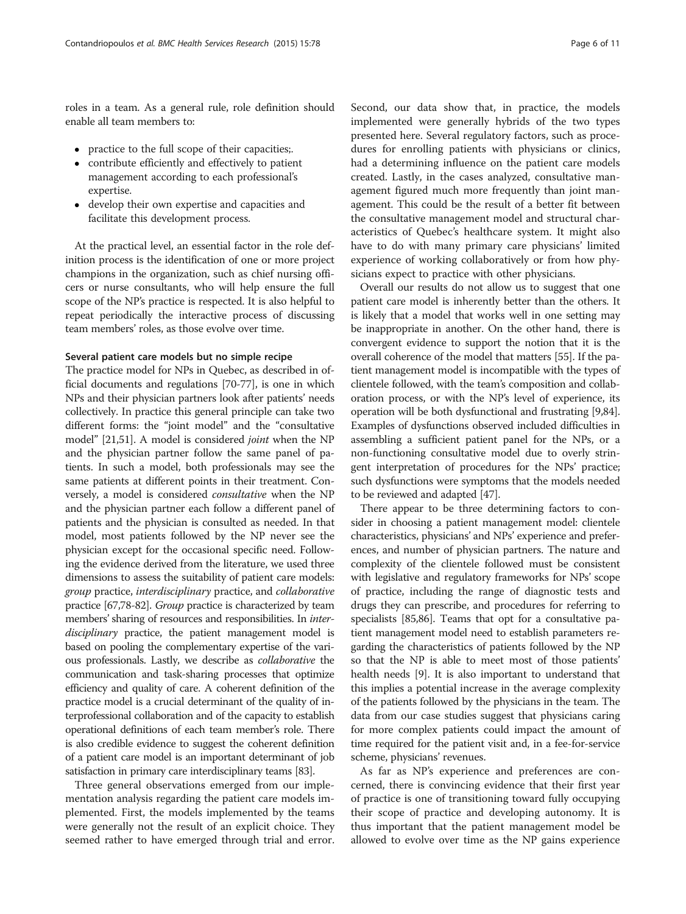roles in a team. As a general rule, role definition should enable all team members to:

- practice to the full scope of their capacities;.
- contribute efficiently and effectively to patient management according to each professional's expertise.
- develop their own expertise and capacities and facilitate this development process.

At the practical level, an essential factor in the role definition process is the identification of one or more project champions in the organization, such as chief nursing officers or nurse consultants, who will help ensure the full scope of the NP's practice is respected. It is also helpful to repeat periodically the interactive process of discussing team members' roles, as those evolve over time.

#### Several patient care models but no simple recipe

The practice model for NPs in Quebec, as described in official documents and regulations [70-77], is one in which NPs and their physician partners look after patients' needs collectively. In practice this general principle can take two different forms: the "joint model" and the "consultative model" [21,51]. A model is considered *joint* when the NP and the physician partner follow the same panel of patients. In such a model, both professionals may see the same patients at different points in their treatment. Conversely, a model is considered *consultative* when the NP and the physician partner each follow a different panel of patients and the physician is consulted as needed. In that model, most patients followed by the NP never see the physician except for the occasional specific need. Following the evidence derived from the literature, we used three dimensions to assess the suitability of patient care models: *group* practice, *interdisciplinary* practice, and *collaborative* practice [67,78-82]. *Group* practice is characterized by team members' sharing of resources and responsibilities. In *interdisciplinary* practice, the patient management model is based on pooling the complementary expertise of the various professionals. Lastly, we describe as *collaborative* the communication and task-sharing processes that optimize efficiency and quality of care. A coherent definition of the practice model is a crucial determinant of the quality of interprofessional collaboration and of the capacity to establish operational definitions of each team member's role. There is also credible evidence to suggest the coherent definition of a patient care model is an important determinant of job satisfaction in primary care interdisciplinary teams [83].

Three general observations emerged from our implementation analysis regarding the patient care models implemented. First, the models implemented by the teams were generally not the result of an explicit choice. They seemed rather to have emerged through trial and error. Second, our data show that, in practice, the models implemented were generally hybrids of the two types presented here. Several regulatory factors, such as procedures for enrolling patients with physicians or clinics, had a determining influence on the patient care models created. Lastly, in the cases analyzed, consultative management figured much more frequently than joint management. This could be the result of a better fit between the consultative management model and structural characteristics of Quebec's healthcare system. It might also have to do with many primary care physicians' limited experience of working collaboratively or from how physicians expect to practice with other physicians.

Overall our results do not allow us to suggest that one patient care model is inherently better than the others. It is likely that a model that works well in one setting may be inappropriate in another. On the other hand, there is convergent evidence to support the notion that it is the overall coherence of the model that matters [55]. If the patient management model is incompatible with the types of clientele followed, with the team's composition and collaboration process, or with the NP's level of experience, its operation will be both dysfunctional and frustrating [9,84]. Examples of dysfunctions observed included difficulties in assembling a sufficient patient panel for the NPs, or a non-functioning consultative model due to overly stringent interpretation of procedures for the NPs' practice; such dysfunctions were symptoms that the models needed to be reviewed and adapted [47].

There appear to be three determining factors to consider in choosing a patient management model: clientele characteristics, physicians' and NPs' experience and preferences, and number of physician partners. The nature and complexity of the clientele followed must be consistent with legislative and regulatory frameworks for NPs' scope of practice, including the range of diagnostic tests and drugs they can prescribe, and procedures for referring to specialists [85,86]. Teams that opt for a consultative patient management model need to establish parameters regarding the characteristics of patients followed by the NP so that the NP is able to meet most of those patients' health needs [9]. It is also important to understand that this implies a potential increase in the average complexity of the patients followed by the physicians in the team. The data from our case studies suggest that physicians caring for more complex patients could impact the amount of time required for the patient visit and, in a fee-for-service scheme, physicians' revenues.

As far as NP's experience and preferences are concerned, there is convincing evidence that their first year of practice is one of transitioning toward fully occupying their scope of practice and developing autonomy. It is thus important that the patient management model be allowed to evolve over time as the NP gains experience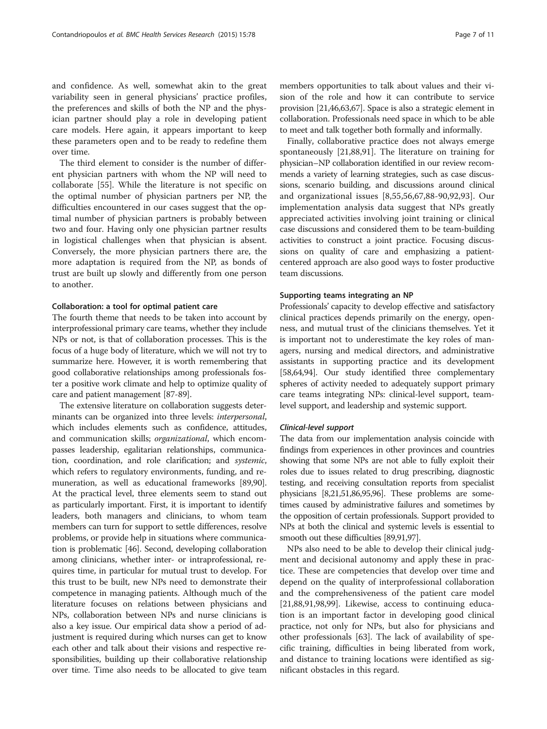and confidence. As well, somewhat akin to the great variability seen in general physicians' practice profiles, the preferences and skills of both the NP and the physician partner should play a role in developing patient care models. Here again, it appears important to keep these parameters open and to be ready to redefine them over time.

The third element to consider is the number of different physician partners with whom the NP will need to collaborate [55]. While the literature is not specific on the optimal number of physician partners per NP, the difficulties encountered in our cases suggest that the optimal number of physician partners is probably between two and four. Having only one physician partner results in logistical challenges when that physician is absent. Conversely, the more physician partners there are, the more adaptation is required from the NP, as bonds of trust are built up slowly and differently from one person to another.

#### Collaboration: a tool for optimal patient care

The fourth theme that needs to be taken into account by interprofessional primary care teams, whether they include NPs or not, is that of collaboration processes. This is the focus of a huge body of literature, which we will not try to summarize here. However, it is worth remembering that good collaborative relationships among professionals foster a positive work climate and help to optimize quality of care and patient management [87-89].

The extensive literature on collaboration suggests determinants can be organized into three levels: *interpersonal*, which includes elements such as confidence, attitudes, and communication skills; *organizational*, which encompasses leadership, egalitarian relationships, communication, coordination, and role clarification; and *systemic*, which refers to regulatory environments, funding, and remuneration, as well as educational frameworks [89,90]. At the practical level, three elements seem to stand out as particularly important. First, it is important to identify leaders, both managers and clinicians, to whom team members can turn for support to settle differences, resolve problems, or provide help in situations where communication is problematic [46]. Second, developing collaboration among clinicians, whether inter- or intraprofessional, requires time, in particular for mutual trust to develop. For this trust to be built, new NPs need to demonstrate their competence in managing patients. Although much of the literature focuses on relations between physicians and NPs, collaboration between NPs and nurse clinicians is also a key issue. Our empirical data show a period of adjustment is required during which nurses can get to know each other and talk about their visions and respective responsibilities, building up their collaborative relationship over time. Time also needs to be allocated to give team members opportunities to talk about values and their vision of the role and how it can contribute to service provision [21,46,63,67]. Space is also a strategic element in collaboration. Professionals need space in which to be able to meet and talk together both formally and informally.

Finally, collaborative practice does not always emerge spontaneously [21,88,91]. The literature on training for physician–NP collaboration identified in our review recommends a variety of learning strategies, such as case discussions, scenario building, and discussions around clinical and organizational issues [8,55,56,67,88-90,92,93]. Our implementation analysis data suggest that NPs greatly appreciated activities involving joint training or clinical case discussions and considered them to be team-building activities to construct a joint practice. Focusing discussions on quality of care and emphasizing a patient-centered approach are also good ways to foster productive team discussions.

#### Supporting teams integrating an NP

Professionals' capacity to develop effective and satisfactory clinical practices depends primarily on the energy, openness, and mutual trust of the clinicians themselves. Yet it is important not to underestimate the key roles of managers, nursing and medical directors, and administrative assistants in supporting practice and its development [58,64,94]. Our study identified three complementary spheres of activity needed to adequately support primary care teams integrating NPs: clinical-level support, team-level support, and leadership and systemic support.

##### *Clinical-level support*

The data from our implementation analysis coincide with findings from experiences in other provinces and countries showing that some NPs are not able to fully exploit their roles due to issues related to drug prescribing, diagnostic testing, and receiving consultation reports from specialist physicians [8,21,51,86,95,96]. These problems are sometimes caused by administrative failures and sometimes by the opposition of certain professionals. Support provided to NPs at both the clinical and systemic levels is essential to smooth out these difficulties [89,91,97].

NPs also need to be able to develop their clinical judgment and decisional autonomy and apply these in practice. These are competencies that develop over time and depend on the quality of interprofessional collaboration and the comprehensiveness of the patient care model [21,88,91,98,99]. Likewise, access to continuing education is an important factor in developing good clinical practice, not only for NPs, but also for physicians and other professionals [63]. The lack of availability of specific training, difficulties in being liberated from work, and distance to training locations were identified as significant obstacles in this regard.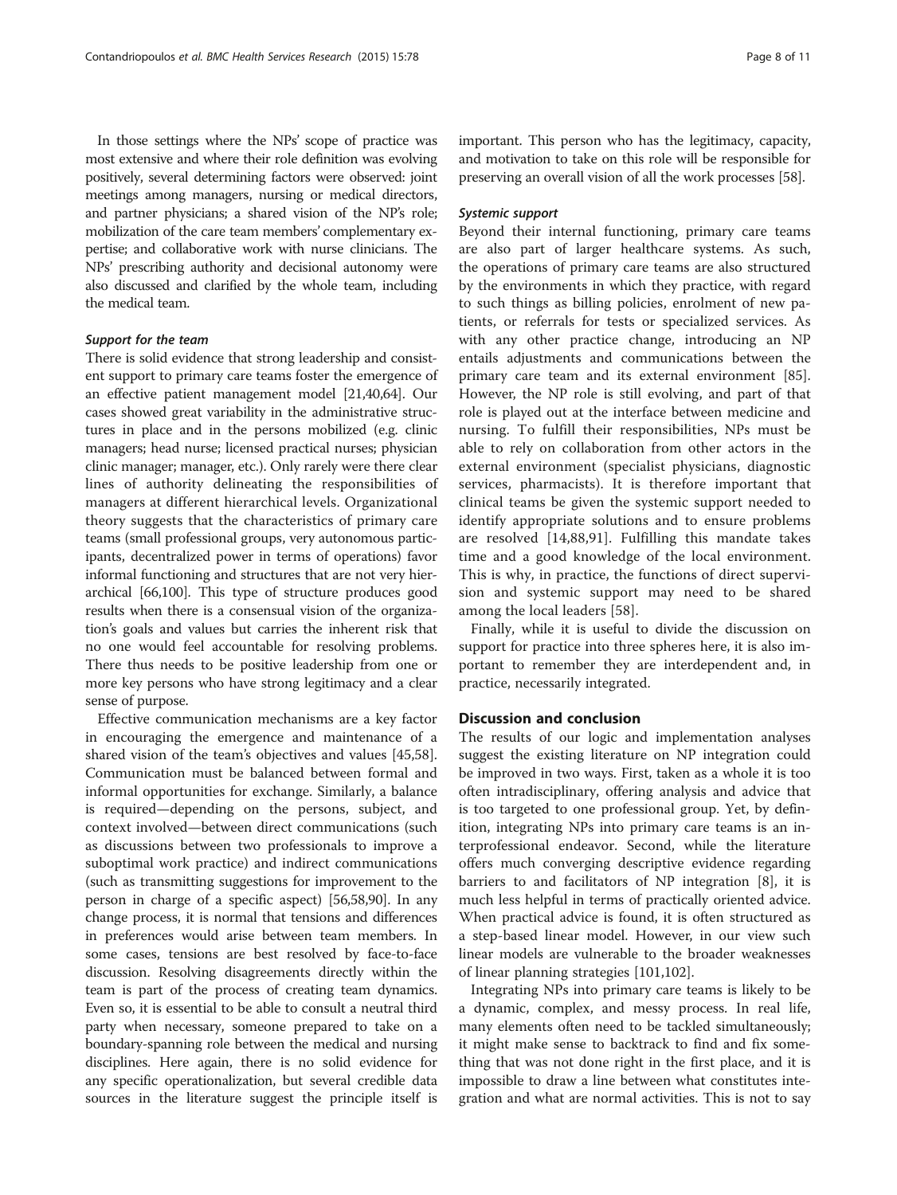In those settings where the NPs' scope of practice was most extensive and where their role definition was evolving positively, several determining factors were observed: joint meetings among managers, nursing or medical directors, and partner physicians; a shared vision of the NP's role; mobilization of the care team members' complementary expertise; and collaborative work with nurse clinicians. The NPs' prescribing authority and decisional autonomy were also discussed and clarified by the whole team, including the medical team.

#### *Support for the team*

There is solid evidence that strong leadership and consistent support to primary care teams foster the emergence of an effective patient management model [21,40,64]. Our cases showed great variability in the administrative structures in place and in the persons mobilized (e.g. clinic managers; head nurse; licensed practical nurses; physician clinic manager; manager, etc.). Only rarely were there clear lines of authority delineating the responsibilities of managers at different hierarchical levels. Organizational theory suggests that the characteristics of primary care teams (small professional groups, very autonomous participants, decentralized power in terms of operations) favor informal functioning and structures that are not very hierarchical [66,100]. This type of structure produces good results when there is a consensual vision of the organization's goals and values but carries the inherent risk that no one would feel accountable for resolving problems. There thus needs to be positive leadership from one or more key persons who have strong legitimacy and a clear sense of purpose.

Effective communication mechanisms are a key factor in encouraging the emergence and maintenance of a shared vision of the team's objectives and values [45,58]. Communication must be balanced between formal and informal opportunities for exchange. Similarly, a balance is required—depending on the persons, subject, and context involved—between direct communications (such as discussions between two professionals to improve a suboptimal work practice) and indirect communications (such as transmitting suggestions for improvement to the person in charge of a specific aspect) [56,58,90]. In any change process, it is normal that tensions and differences in preferences would arise between team members. In some cases, tensions are best resolved by face-to-face discussion. Resolving disagreements directly within the team is part of the process of creating team dynamics. Even so, it is essential to be able to consult a neutral third party when necessary, someone prepared to take on a boundary-spanning role between the medical and nursing disciplines. Here again, there is no solid evidence for any specific operationalization, but several credible data sources in the literature suggest the principle itself is important. This person who has the legitimacy, capacity, and motivation to take on this role will be responsible for preserving an overall vision of all the work processes [58].

#### *Systemic support*

Beyond their internal functioning, primary care teams are also part of larger healthcare systems. As such, the operations of primary care teams are also structured by the environments in which they practice, with regard to such things as billing policies, enrolment of new patients, or referrals for tests or specialized services. As with any other practice change, introducing an NP entails adjustments and communications between the primary care team and its external environment [85]. However, the NP role is still evolving, and part of that role is played out at the interface between medicine and nursing. To fulfill their responsibilities, NPs must be able to rely on collaboration from other actors in the external environment (specialist physicians, diagnostic services, pharmacists). It is therefore important that clinical teams be given the systemic support needed to identify appropriate solutions and to ensure problems are resolved [14,88,91]. Fulfilling this mandate takes time and a good knowledge of the local environment. This is why, in practice, the functions of direct supervision and systemic support may need to be shared among the local leaders [58].

Finally, while it is useful to divide the discussion on support for practice into three spheres here, it is also important to remember they are interdependent and, in practice, necessarily integrated.

## Discussion and conclusion

The results of our logic and implementation analyses suggest the existing literature on NP integration could be improved in two ways. First, taken as a whole it is too often intradisciplinary, offering analysis and advice that is too targeted to one professional group. Yet, by definition, integrating NPs into primary care teams is an interprofessional endeavor. Second, while the literature offers much converging descriptive evidence regarding barriers to and facilitators of NP integration [8], it is much less helpful in terms of practically oriented advice. When practical advice is found, it is often structured as a step-based linear model. However, in our view such linear models are vulnerable to the broader weaknesses of linear planning strategies [101,102].

Integrating NPs into primary care teams is likely to be a dynamic, complex, and messy process. In real life, many elements often need to be tackled simultaneously; it might make sense to backtrack to find and fix something that was not done right in the first place, and it is impossible to draw a line between what constitutes integration and what are normal activities. This is not to say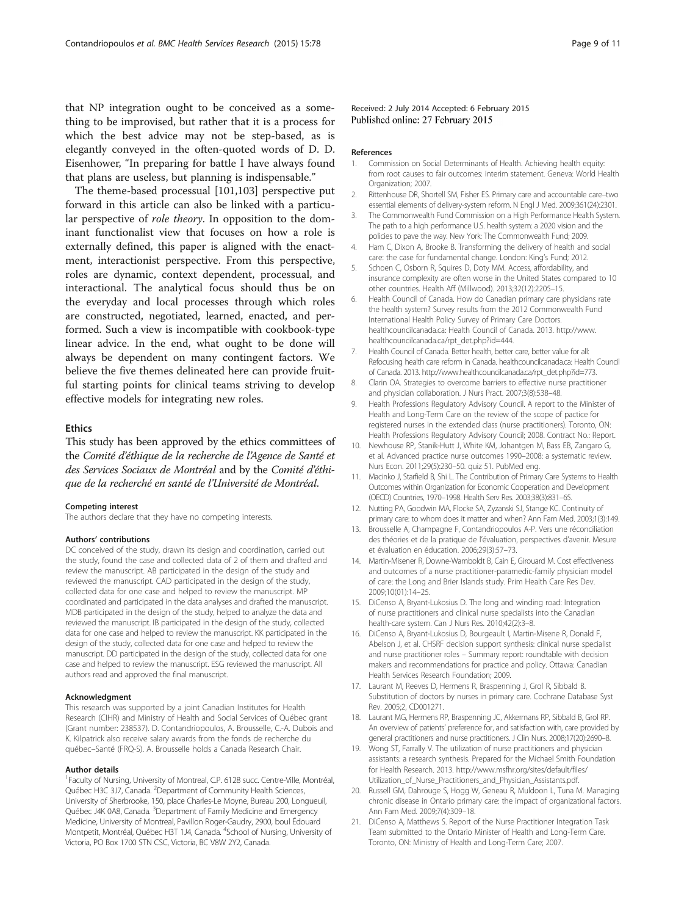that NP integration ought to be conceived as a something to be improvised, but rather that it is a process for which the best advice may not be step-based, as is elegantly conveyed in the often-quoted words of D. D. Eisenhower, "In preparing for battle I have always found that plans are useless, but planning is indispensable."

The theme-based processual [101,103] perspective put forward in this article can also be linked with a particular perspective of *role theory*. In opposition to the dominant functionalist view that focuses on how a role is externally defined, this paper is aligned with the enactment, interactionist perspective. From this perspective, roles are dynamic, context dependent, processual, and interactional. The analytical focus should thus be on the everyday and local processes through which roles are constructed, negotiated, learned, enacted, and performed. Such a view is incompatible with cookbook-type linear advice. In the end, what ought to be done will always be dependent on many contingent factors. We believe the five themes delineated here can provide fruitful starting points for clinical teams striving to develop effective models for integrating new roles.

## Ethics

This study has been approved by the ethics committees of the *Comité d'éthique de la recherche de l'Agence de Santé et des Services Sociaux de Montréal* and by the *Comité d'éthique de la recherché en santé de l'Université de Montréal*.

#### Competing interest

The authors declare that they have no competing interests.

#### Authors' contributions

DC conceived of the study, drawn its design and coordination, carried out the study, found the case and collected data of 2 of them and drafted and review the manuscript. AB participated in the design of the study and reviewed the manuscript. CAD participated in the design of the study, collected data for one case and helped to review the manuscript. MP coordinated and participated in the data analyses and drafted the manuscript. MDB participated in the design of the study, helped to analyze the data and reviewed the manuscript. IB participated in the design of the study, collected data for one case and helped to review the manuscript. KK participated in the design of the study, collected data for one case and helped to review the manuscript. DD participated in the design of the study, collected data for one case and helped to review the manuscript. ESG reviewed the manuscript. All authors read and approved the final manuscript.

#### Acknowledgment

This research was supported by a joint Canadian Institutes for Health Research (CIHR) and Ministry of Health and Social Services of Québec grant (Grant number: 238537). D. Contandriopoulos, A. Brousselle, C.-A. Dubois and K. Kilpatrick also receive salary awards from the fonds de recherche du québec–Santé (FRQ-S). A. Brousselle holds a Canada Research Chair.

#### Author details

[1]Faculty of Nursing, University of Montreal, C.P. 6128 succ. Centre-Ville, Montréal, Québec H3C 3J7, Canada. [2]Department of Community Health Sciences, University of Sherbrooke, 150, place Charles-Le Moyne, Bureau 200, Longueuil, Québec J4K 0A8, Canada. [3]Department of Family Medicine and Emergency Medicine, University of Montreal, Pavillon Roger-Gaudry, 2900, boul Édouard Montpetit, Montréal, Québec H3T 1J4, Canada. [4]School of Nursing, University of Victoria, PO Box 1700 STN CSC, Victoria, BC V8W 2Y2, Canada.

Received: 2 July 2014 Accepted: 6 February 2015
Published online: 27 February 2015

#### References

1. Commission on Social Determinants of Health. Achieving health equity: from root causes to fair outcomes: interim statement. Geneva: World Health Organization; 2007.
2. Rittenhouse DR, Shortell SM, Fisher ES. Primary care and accountable care–two essential elements of delivery-system reform. N Engl J Med. 2009;361(24):2301.
3. The Commonwealth Fund Commission on a High Performance Health System. The path to a high performance U.S. health system: a 2020 vision and the policies to pave the way. New York: The Commonwealth Fund; 2009.
4. Ham C, Dixon A, Brooke B. Transforming the delivery of health and social care: the case for fundamental change. London: King's Fund; 2012.
5. Schoen C, Osborn R, Squires D, Doty MM. Access, affordability, and insurance complexity are often worse in the United States compared to 10 other countries. Health Aff (Millwood). 2013;32(12):2205–15.
6. Health Council of Canada. How do Canadian primary care physicians rate the health system? Survey results from the 2012 Commonwealth Fund International Health Policy Survey of Primary Care Doctors. healthcouncilcanada.ca: Health Council of Canada. 2013. http://www.healthcouncilcanada.ca/rpt_det.php?id=444.
7. Health Council of Canada. Better health, better care, better value for all: Refocusing health care reform in Canada. healthcouncilcanada.ca: Health Council of Canada. 2013. http://www.healthcouncilcanada.ca/rpt_det.php?id=773.
8. Clarin OA. Strategies to overcome barriers to effective nurse practitioner and physician collaboration. J Nurs Pract. 2007;3(8):538–48.
9. Health Professions Regulatory Advisory Council. A report to the Minister of Health and Long-Term Care on the review of the scope of pactice for registered nurses in the extended class (nurse practitioners). Toronto, ON: Health Professions Regulatory Advisory Council; 2008. Contract No.: Report.
10. Newhouse RP, Stanik-Hutt J, White KM, Johantgen M, Bass EB, Zangaro G, et al. Advanced practice nurse outcomes 1990–2008: a systematic review. Nurs Econ. 2011;29(5):230–50. quiz 51. PubMed eng.
11. Macinko J, Starfield B, Shi L. The Contribution of Primary Care Systems to Health Outcomes within Organization for Economic Cooperation and Development (OECD) Countries, 1970–1998. Health Serv Res. 2003;38(3):831–65.
12. Nutting PA, Goodwin MA, Flocke SA, Zyzanski SJ, Stange KC. Continuity of primary care: to whom does it matter and when? Ann Fam Med. 2003;1(3):149.
13. Brousselle A, Champagne F, Contandriopoulos A-P. Vers une réconciliation des théories et de la pratique de l'évaluation, perspectives d'avenir. Mesure et évaluation en éducation. 2006;29(3):57–73.
14. Martin-Misener R, Downe-Wamboldt B, Cain E, Girouard M. Cost effectiveness and outcomes of a nurse practitioner-paramedic-family physician model of care: the Long and Brier Islands study. Prim Health Care Res Dev. 2009;10(01):14–25.
15. DiCenso A, Bryant-Lukosius D. The long and winding road: Integration of nurse practitioners and clinical nurse specialists into the Canadian health-care system. Can J Nurs Res. 2010;42(2):3–8.
16. DiCenso A, Bryant-Lukosius D, Bourgeault I, Martin-Misene R, Donald F, Abelson J, et al. CHSRF decision support synthesis: clinical nurse specialist and nurse practitioner roles – Summary report: roundtable with decision makers and recommendations for practice and policy. Ottawa: Canadian Health Services Research Foundation; 2009.
17. Laurant M, Reeves D, Hermens R, Braspenning J, Grol R, Sibbald B. Substitution of doctors by nurses in primary care. Cochrane Database Syst Rev. 2005;2, CD001271.
18. Laurant MG, Hermens RP, Braspenning JC, Akkermans RP, Sibbald B, Grol RP. An overview of patients' preference for, and satisfaction with, care provided by general practitioners and nurse practitioners. J Clin Nurs. 2008;17(20):2690–8.
19. Wong ST, Farrally V. The utilization of nurse practitioners and physician assistants: a research synthesis. Prepared for the Michael Smith Foundation for Health Research. 2013. http://www.msfhr.org/sites/default/files/Utilization_of_Nurse_Practitioners_and_Physician_Assistants.pdf.
20. Russell GM, Dahrouge S, Hogg W, Geneau R, Muldoon L, Tuna M. Managing chronic disease in Ontario primary care: the impact of organizational factors. Ann Fam Med. 2009;7(4):309–18.
21. DiCenso A, Matthews S. Report of the Nurse Practitioner Integration Task Team submitted to the Ontario Minister of Health and Long-Term Care. Toronto, ON: Ministry of Health and Long-Term Care; 2007.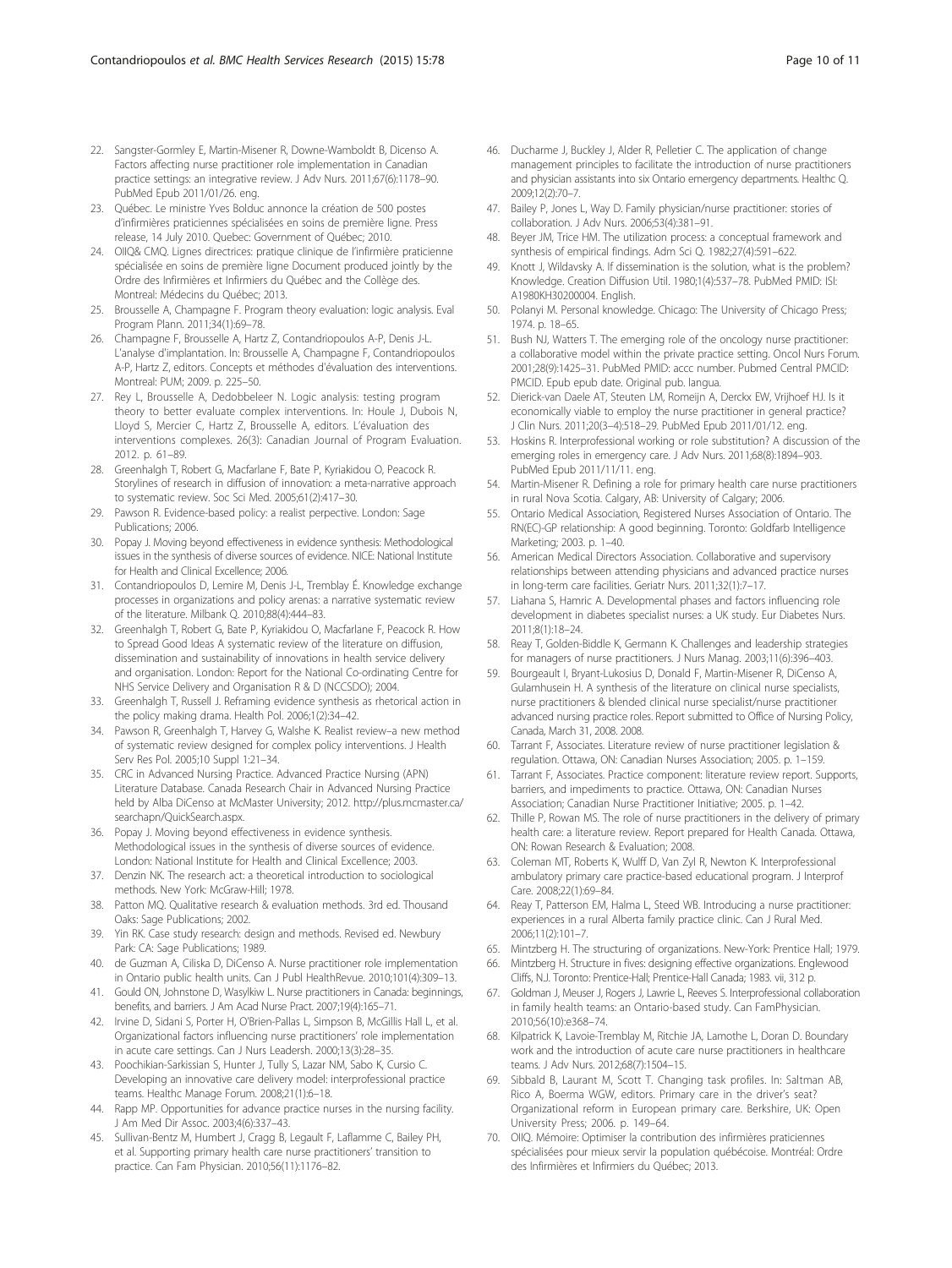22. Sangster-Gormley E, Martin-Misener R, Downe-Wamboldt B, Dicenso A. Factors affecting nurse practitioner role implementation in Canadian practice settings: an integrative review. J Adv Nurs. 2011;67(6):1178–90. PubMed Epub 2011/01/26. eng.
23. Québec. Le ministre Yves Bolduc annonce la création de 500 postes d'infirmières praticiennes spécialisées en soins de première ligne. Press release, 14 July 2010. Quebec: Government of Québec; 2010.
24. OIIQ& CMQ. Lignes directrices: pratique clinique de l'infirmière praticienne spécialisée en soins de première ligne Document produced jointly by the Ordre des Infirmières et Infirmiers du Québec and the Collège des. Montreal: Médecins du Québec; 2013.
25. Brousselle A, Champagne F. Program theory evaluation: logic analysis. Eval Program Plann. 2011;34(1):69–78.
26. Champagne F, Brousselle A, Hartz Z, Contandriopoulos A-P, Denis J-L. L'analyse d'implantation. In: Brousselle A, Champagne F, Contandriopoulos A-P, Hartz Z, editors. Concepts et méthodes d'évaluation des interventions. Montreal: PUM; 2009. p. 225–50.
27. Rey L, Brousselle A, Dedobbeleer N. Logic analysis: testing program theory to better evaluate complex interventions. In: Houle J, Dubois N, Lloyd S, Mercier C, Hartz Z, Brousselle A, editors. L'évaluation des interventions complexes. 26(3): Canadian Journal of Program Evaluation. 2012. p. 61–89.
28. Greenhalgh T, Robert G, Macfarlane F, Bate P, Kyriakidou O, Peacock R. Storylines of research in diffusion of innovation: a meta-narrative approach to systematic review. Soc Sci Med. 2005;61(2):417–30.
29. Pawson R. Evidence-based policy: a realist perpective. London: Sage Publications; 2006.
30. Popay J. Moving beyond effectiveness in evidence synthesis: Methodological issues in the synthesis of diverse sources of evidence. NICE: National Institute for Health and Clinical Excellence; 2006.
31. Contandriopoulos D, Lemire M, Denis J-L, Tremblay É. Knowledge exchange processes in organizations and policy arenas: a narrative systematic review of the literature. Milbank Q. 2010;88(4):444–83.
32. Greenhalgh T, Robert G, Bate P, Kyriakidou O, Macfarlane F, Peacock R. How to Spread Good Ideas A systematic review of the literature on diffusion, dissemination and sustainability of innovations in health service delivery and organisation. London: Report for the National Co-ordinating Centre for NHS Service Delivery and Organisation R & D (NCCSDO); 2004.
33. Greenhalgh T, Russell J. Reframing evidence synthesis as rhetorical action in the policy making drama. Health Pol. 2006;1(2):34–42.
34. Pawson R, Greenhalgh T, Harvey G, Walshe K. Realist review–a new method of systematic review designed for complex policy interventions. J Health Serv Res Pol. 2005;10 Suppl 1:21–34.
35. CRC in Advanced Nursing Practice. Advanced Practice Nursing (APN) Literature Database. Canada Research Chair in Advanced Nursing Practice held by Alba DiCenso at McMaster University; 2012. http://plus.mcmaster.ca/searchapn/QuickSearch.aspx.
36. Popay J. Moving beyond effectiveness in evidence synthesis. Methodological issues in the synthesis of diverse sources of evidence. London: National Institute for Health and Clinical Excellence; 2003.
37. Denzin NK. The research act: a theoretical introduction to sociological methods. New York: McGraw-Hill; 1978.
38. Patton MQ. Qualitative research & evaluation methods. 3rd ed. Thousand Oaks: Sage Publications; 2002.
39. Yin RK. Case study research: design and methods. Revised ed. Newbury Park: CA: Sage Publications; 1989.
40. de Guzman A, Ciliska D, DiCenso A. Nurse practitioner role implementation in Ontario public health units. Can J Publ HealthRevue. 2010;101(4):309–13.
41. Gould ON, Johnstone D, Wasylkiw L. Nurse practitioners in Canada: beginnings, benefits, and barriers. J Am Acad Nurse Pract. 2007;19(4):165–71.
42. Irvine D, Sidani S, Porter H, O'Brien-Pallas L, Simpson B, McGillis Hall L, et al. Organizational factors influencing nurse practitioners' role implementation in acute care settings. Can J Nurs Leadersh. 2000;13(3):28–35.
43. Poochikian-Sarkissian S, Hunter J, Tully S, Lazar NM, Sabo K, Cursio C. Developing an innovative care delivery model: interprofessional practice teams. Healthc Manage Forum. 2008;21(1):6–18.
44. Rapp MP. Opportunities for advance practice nurses in the nursing facility. J Am Med Dir Assoc. 2003;4(6):337–43.
45. Sullivan-Bentz M, Humbert J, Cragg B, Legault F, Laflamme C, Bailey PH, et al. Supporting primary health care nurse practitioners' transition to practice. Can Fam Physician. 2010;56(11):1176–82.
46. Ducharme J, Buckley J, Alder R, Pelletier C. The application of change management principles to facilitate the introduction of nurse practitioners and physician assistants into six Ontario emergency departments. Healthc Q. 2009;12(2):70–7.
47. Bailey P, Jones L, Way D. Family physician/nurse practitioner: stories of collaboration. J Adv Nurs. 2006;53(4):381–91.
48. Beyer JM, Trice HM. The utilization process: a conceptual framework and synthesis of empirical findings. Adm Sci Q. 1982;27(4):591–622.
49. Knott J, Wildavsky A. If dissemination is the solution, what is the problem? Knowledge. Creation Diffusion Util. 1980;1(4):537–78. PubMed PMID: ISI: A1980KH30200004. English.
50. Polanyi M. Personal knowledge. Chicago: The University of Chicago Press; 1974. p. 18–65.
51. Bush NJ, Watters T. The emerging role of the oncology nurse practitioner: a collaborative model within the private practice setting. Oncol Nurs Forum. 2001;28(9):1425–31. PubMed PMID: accc number. Pubmed Central PMCID: PMCID. Epub epub date. Original pub. langua.
52. Dierick-van Daele AT, Steuten LM, Romeijn A, Derckx EW, Vrijhoef HJ. Is it economically viable to employ the nurse practitioner in general practice? J Clin Nurs. 2011;20(3–4):518–29. PubMed Epub 2011/01/12. eng.
53. Hoskins R. Interprofessional working or role substitution? A discussion of the emerging roles in emergency care. J Adv Nurs. 2011;68(8):1894–903. PubMed Epub 2011/11/11. eng.
54. Martin-Misener R. Defining a role for primary health care nurse practitioners in rural Nova Scotia. Calgary, AB: University of Calgary; 2006.
55. Ontario Medical Association, Registered Nurses Association of Ontario. The RN(EC)-GP relationship: A good beginning. Toronto: Goldfarb Intelligence Marketing; 2003. p. 1–40.
56. American Medical Directors Association. Collaborative and supervisory relationships between attending physicians and advanced practice nurses in long-term care facilities. Geriatr Nurs. 2011;32(1):7–17.
57. Liahana S, Hamric A. Developmental phases and factors influencing role development in diabetes specialist nurses: a UK study. Eur Diabetes Nurs. 2011;8(1):18–24.
58. Reay T, Golden-Biddle K, Germann K. Challenges and leadership strategies for managers of nurse practitioners. J Nurs Manag. 2003;11(6):396–403.
59. Bourgeault I, Bryant-Lukosius D, Donald F, Martin-Misener R, DiCenso A, Gulamhusein H. A synthesis of the literature on clinical nurse specialists, nurse practitioners & blended clinical nurse specialist/nurse practitioner advanced nursing practice roles. Report submitted to Office of Nursing Policy, Canada, March 31, 2008. 2008.
60. Tarrant F, Associates. Literature review of nurse practitioner legislation & regulation. Ottawa, ON: Canadian Nurses Association; 2005. p. 1–159.
61. Tarrant F, Associates. Practice component: literature review report. Supports, barriers, and impediments to practice. Ottawa, ON: Canadian Nurses Association; Canadian Nurse Practitioner Initiative; 2005. p. 1–42.
62. Thille P, Rowan MS. The role of nurse practitioners in the delivery of primary health care: a literature review. Report prepared for Health Canada. Ottawa, ON: Rowan Research & Evaluation; 2008.
63. Coleman MT, Roberts K, Wulff D, Van Zyl R, Newton K. Interprofessional ambulatory primary care practice-based educational program. J Interprof Care. 2008;22(1):69–84.
64. Reay T, Patterson EM, Halma L, Steed WB. Introducing a nurse practitioner: experiences in a rural Alberta family practice clinic. Can J Rural Med. 2006;11(2):101–7.
65. Mintzberg H. The structuring of organizations. New-York: Prentice Hall; 1979.
66. Mintzberg H. Structure in fives: designing effective organizations. Englewood Cliffs, N.J. Toronto: Prentice-Hall; Prentice-Hall Canada; 1983. vii, 312 p.
67. Goldman J, Meuser J, Rogers J, Lawrie L, Reeves S. Interprofessional collaboration in family health teams: an Ontario-based study. Can FamPhysician. 2010;56(10):e368–74.
68. Kilpatrick K, Lavoie-Tremblay M, Ritchie JA, Lamothe L, Doran D. Boundary work and the introduction of acute care nurse practitioners in healthcare teams. J Adv Nurs. 2012;68(7):1504–15.
69. Sibbald B, Laurant M, Scott T. Changing task profiles. In: Saltman AB, Rico A, Boerma WGW, editors. Primary care in the driver's seat? Organizational reform in European primary care. Berkshire, UK: Open University Press; 2006. p. 149–64.
70. OIIQ. Mémoire: Optimiser la contribution des infirmières praticiennes spécialisées pour mieux servir la population québécoise. Montréal: Ordre des Infirmières et Infirmiers du Québec; 2013.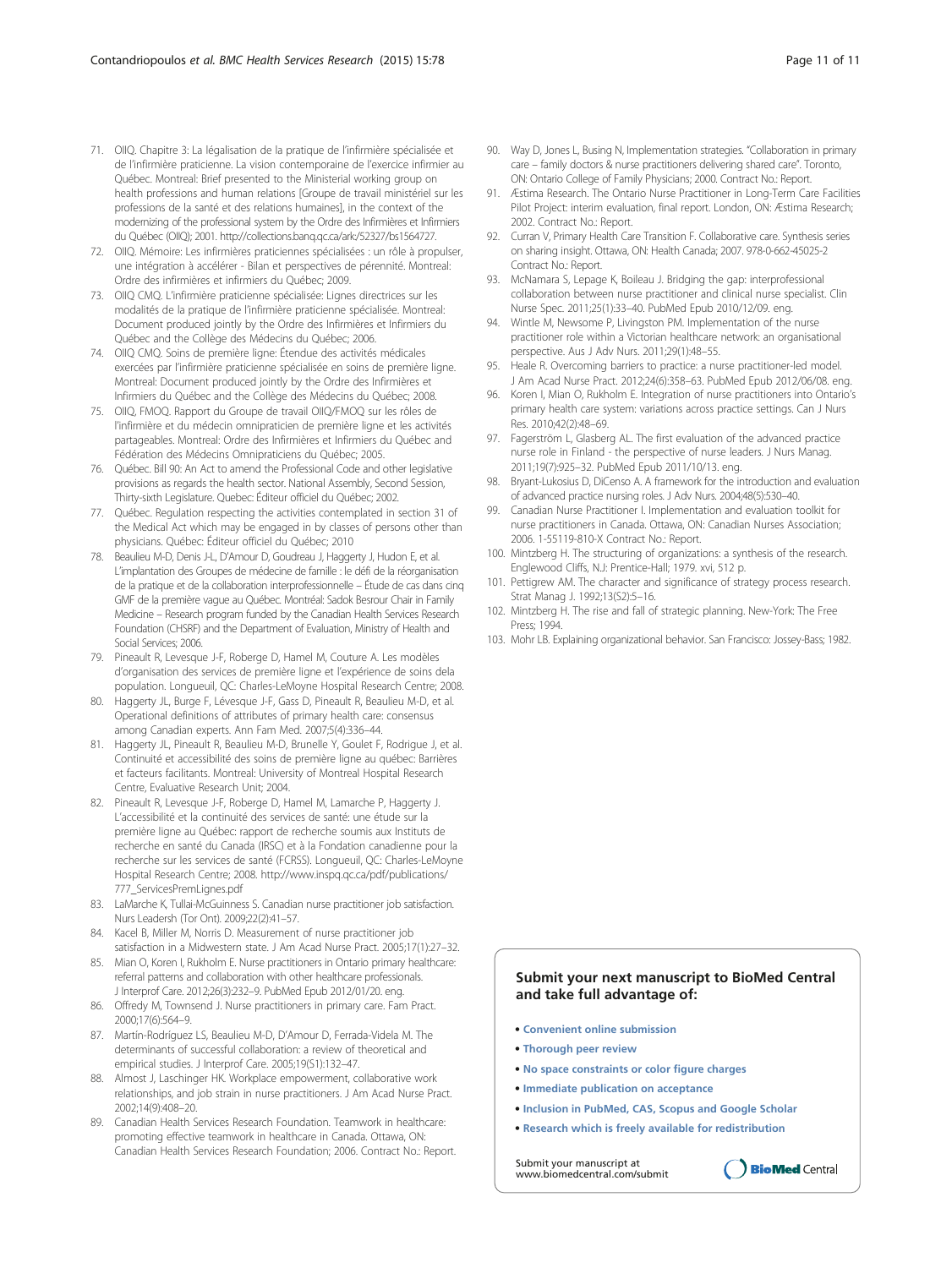71. OIIQ. Chapitre 3: La légalisation de la pratique de l'infirmière spécialisée et de l'infirmière praticienne. La vision contemporaine de l'exercice infirmier au Québec. Montreal: Brief presented to the Ministerial working group on health professions and human relations [Groupe de travail ministériel sur les professions de la santé et des relations humaines], in the context of the modernizing of the professional system by the Ordre des Infirmières et Infirmiers du Québec (OIIQ); 2001. http://collections.banq.qc.ca/ark:/52327/bs1564727.
72. OIIQ. Mémoire: Les infirmières praticiennes spécialisées : un rôle à propulser, une intégration à accélérer - Bilan et perspectives de pérennité. Montreal: Ordre des infirmières et infirmiers du Québec; 2009.
73. OIIQ CMQ. L'infirmière praticienne spécialisée: Lignes directrices sur les modalités de la pratique de l'infirmière praticienne spécialisée. Montreal: Document produced jointly by the Ordre des Infirmières et Infirmiers du Québec and the Collège des Médecins du Québec; 2006.
74. OIIQ CMQ. Soins de première ligne: Étendue des activités médicales exercées par l'infirmière praticienne spécialisée en soins de première ligne. Montreal: Document produced jointly by the Ordre des Infirmières et Infirmiers du Québec and the Collège des Médecins du Québec; 2008.
75. OIIQ, FMOQ. Rapport du Groupe de travail OIIQ/FMOQ sur les rôles de l'infirmière et du médecin omnipraticien de première ligne et les activités partageables. Montreal: Ordre des Infirmières et Infirmiers du Québec and Fédération des Médecins Omnipraticiens du Québec; 2005.
76. Québec. Bill 90: An Act to amend the Professional Code and other legislative provisions as regards the health sector. National Assembly, Second Session, Thirty-sixth Legislature. Quebec: Éditeur officiel du Québec; 2002.
77. Québec. Regulation respecting the activities contemplated in section 31 of the Medical Act which may be engaged in by classes of persons other than physicians. Québec: Éditeur officiel du Québec; 2010
78. Beaulieu M-D, Denis J-L, D'Amour D, Goudreau J, Haggerty J, Hudon E, et al. L'implantation des Groupes de médecine de famille : le défi de la réorganisation de la pratique et de la collaboration interprofessionnelle – Étude de cas dans cinq GMF de la première vague au Québec. Montréal: Sadok Besrour Chair in Family Medicine – Research program funded by the Canadian Health Services Research Foundation (CHSRF) and the Department of Evaluation, Ministry of Health and Social Services; 2006.
79. Pineault R, Levesque J-F, Roberge D, Hamel M, Couture A. Les modèles d'organisation des services de première ligne et l'expérience de soins dela population. Longueuil, QC: Charles-LeMoyne Hospital Research Centre; 2008.
80. Haggerty JL, Burge F, Lévesque J-F, Gass D, Pineault R, Beaulieu M-D, et al. Operational definitions of attributes of primary health care: consensus among Canadian experts. Ann Fam Med. 2007;5(4):336–44.
81. Haggerty JL, Pineault R, Beaulieu M-D, Brunelle Y, Goulet F, Rodrigue J, et al. Continuité et accessibilité des soins de première ligne au québec: Barrières et facteurs facilitants. Montreal: University of Montreal Hospital Research Centre, Evaluative Research Unit; 2004.
82. Pineault R, Levesque J-F, Roberge D, Hamel M, Lamarche P, Haggerty J. L'accessibilité et la continuité des services de santé: une étude sur la première ligne au Québec: rapport de recherche soumis aux Instituts de recherche en santé du Canada (IRSC) et à la Fondation canadienne pour la recherche sur les services de santé (FCRSS). Longueuil, QC: Charles-LeMoyne Hospital Research Centre; 2008. http://www.inspq.qc.ca/pdf/publications/777_ServicesPremLignes.pdf
83. LaMarche K, Tullai-McGuinness S. Canadian nurse practitioner job satisfaction. Nurs Leadersh (Tor Ont). 2009;22(2):41–57.
84. Kacel B, Miller M, Norris D. Measurement of nurse practitioner job satisfaction in a Midwestern state. J Am Acad Nurse Pract. 2005;17(1):27–32.
85. Mian O, Koren I, Rukholm E. Nurse practitioners in Ontario primary healthcare: referral patterns and collaboration with other healthcare professionals. J Interprof Care. 2012;26(3):232–9. PubMed Epub 2012/01/20. eng.
86. Offredy M, Townsend J. Nurse practitioners in primary care. Fam Pract. 2000;17(6):564–9.
87. Martín-Rodríguez LS, Beaulieu M-D, D'Amour D, Ferrada-Videla M. The determinants of successful collaboration: a review of theoretical and empirical studies. J Interprof Care. 2005;19(S1):132–47.
88. Almost J, Laschinger HK. Workplace empowerment, collaborative work relationships, and job strain in nurse practitioners. J Am Acad Nurse Pract. 2002;14(9):408–20.
89. Canadian Health Services Research Foundation. Teamwork in healthcare: promoting effective teamwork in healthcare in Canada. Ottawa, ON: Canadian Health Services Research Foundation; 2006. Contract No.: Report.
90. Way D, Jones L, Busing N, Implementation strategies. "Collaboration in primary care – family doctors & nurse practitioners delivering shared care". Toronto, ON: Ontario College of Family Physicians; 2000. Contract No.: Report.
91. Æstima Research. The Ontario Nurse Practitioner in Long-Term Care Facilities Pilot Project: interim evaluation, final report. London, ON: Æstima Research; 2002. Contract No.: Report.
92. Curran V, Primary Health Care Transition F. Collaborative care. Synthesis series on sharing insight. Ottawa, ON: Health Canada; 2007. 978-0-662-45025-2 Contract No.: Report.
93. McNamara S, Lepage K, Boileau J. Bridging the gap: interprofessional collaboration between nurse practitioner and clinical nurse specialist. Clin Nurse Spec. 2011;25(1):33–40. PubMed Epub 2010/12/09. eng.
94. Wintle M, Newsome P, Livingston PM. Implementation of the nurse practitioner role within a Victorian healthcare network: an organisational perspective. Aus J Adv Nurs. 2011;29(1):48–55.
95. Heale R. Overcoming barriers to practice: a nurse practitioner-led model. J Am Acad Nurse Pract. 2012;24(6):358–63. PubMed Epub 2012/06/08. eng.
96. Koren I, Mian O, Rukholm E. Integration of nurse practitioners into Ontario's primary health care system: variations across practice settings. Can J Nurs Res. 2010;42(2):48–69.
97. Fagerström L, Glasberg AL. The first evaluation of the advanced practice nurse role in Finland - the perspective of nurse leaders. J Nurs Manag. 2011;19(7):925–32. PubMed Epub 2011/10/13. eng.
98. Bryant-Lukosius D, DiCenso A. A framework for the introduction and evaluation of advanced practice nursing roles. J Adv Nurs. 2004;48(5):530–40.
99. Canadian Nurse Practitioner I. Implementation and evaluation toolkit for nurse practitioners in Canada. Ottawa, ON: Canadian Nurses Association; 2006. 1-55119-810-X Contract No.: Report.
100. Mintzberg H. The structuring of organizations: a synthesis of the research. Englewood Cliffs, N.J: Prentice-Hall; 1979. xvi, 512 p.
101. Pettigrew AM. The character and significance of strategy process research. Strat Manag J. 1992;13(S2):5–16.
102. Mintzberg H. The rise and fall of strategic planning. New-York: The Free Press; 1994.
103. Mohr LB. Explaining organizational behavior. San Francisco: Jossey-Bass; 1982.

**Submit your next manuscript to BioMed Central and take full advantage of:**

- **Convenient online submission**
- **Thorough peer review**
- **No space constraints or color figure charges**
- **Immediate publication on acceptance**
- **Inclusion in PubMed, CAS, Scopus and Google Scholar**
- **Research which is freely available for redistribution**

Submit your manuscript at www.biomedcentral.com/submit

BioMed Central